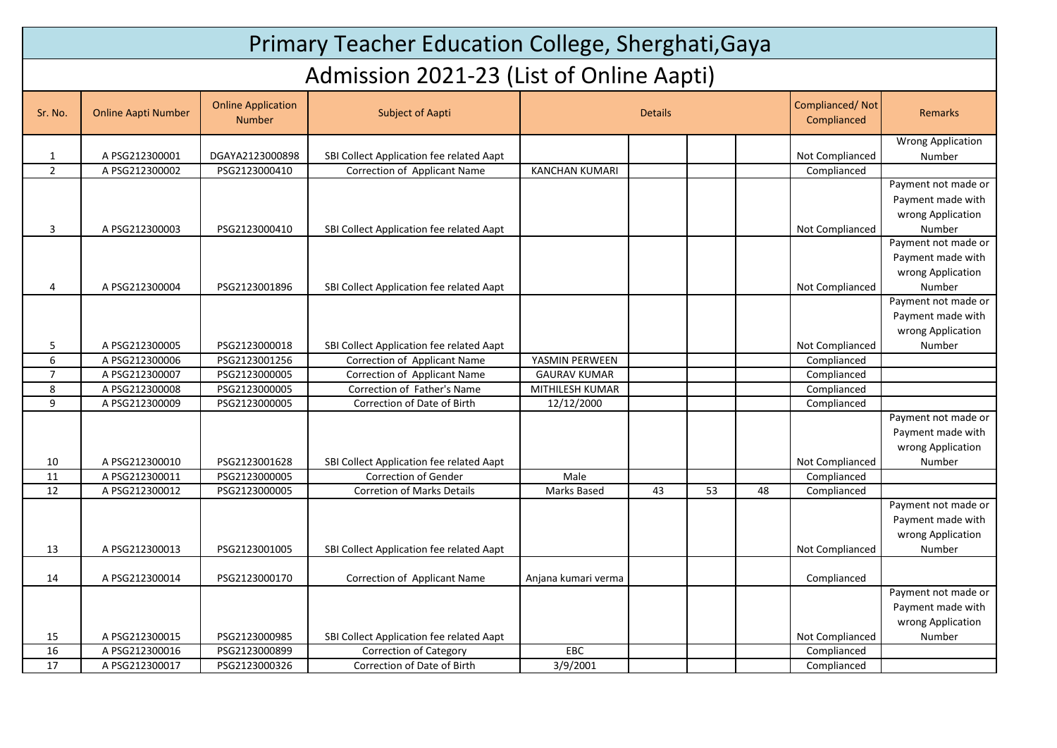# Primary Teacher Education College, Sherghati,Gaya

## Admission 2021-23 (List of Online Aapti)

| Sr. No. | Online Aapti Number | Online Application Number | Subject of Aapti | Details | | | | Complianced/ Not Complianced | Remarks |
|---|---|---|---|---|---|---|---|---|---|
| 1 | A PSG212300001 | DGAYA2123000898 | SBI Collect Application fee related Aapt | | | | | Not Complianced | Wrong Application Number |
| 2 | A PSG212300002 | PSG2123000410 | Correction of Applicant Name | KANCHAN KUMARI | | | | Complianced | |
| 3 | A PSG212300003 | PSG2123000410 | SBI Collect Application fee related Aapt | | | | | Not Complianced | Payment not made or Payment made with wrong Application Number |
| 4 | A PSG212300004 | PSG2123001896 | SBI Collect Application fee related Aapt | | | | | Not Complianced | Payment not made or Payment made with wrong Application Number |
| 5 | A PSG212300005 | PSG2123000018 | SBI Collect Application fee related Aapt | | | | | Not Complianced | Payment not made or Payment made with wrong Application Number |
| 6 | A PSG212300006 | PSG2123001256 | Correction of Applicant Name | YASMIN PERWEEN | | | | Complianced | |
| 7 | A PSG212300007 | PSG2123000005 | Correction of Applicant Name | GAURAV KUMAR | | | | Complianced | |
| 8 | A PSG212300008 | PSG2123000005 | Correction of Father's Name | MITHILESH KUMAR | | | | Complianced | |
| 9 | A PSG212300009 | PSG2123000005 | Correction of Date of Birth | 12/12/2000 | | | | Complianced | |
| 10 | A PSG212300010 | PSG2123001628 | SBI Collect Application fee related Aapt | | | | | Not Complianced | Payment not made or Payment made with wrong Application Number |
| 11 | A PSG212300011 | PSG2123000005 | Correction of Gender | Male | | | | Complianced | |
| 12 | A PSG212300012 | PSG2123000005 | Corretion of Marks Details | Marks Based | 43 | 53 | 48 | Complianced | |
| 13 | A PSG212300013 | PSG2123001005 | SBI Collect Application fee related Aapt | | | | | Not Complianced | Payment not made or Payment made with wrong Application Number |
| 14 | A PSG212300014 | PSG2123000170 | Correction of Applicant Name | Anjana kumari verma | | | | Complianced | |
| 15 | A PSG212300015 | PSG2123000985 | SBI Collect Application fee related Aapt | | | | | Not Complianced | Payment not made or Payment made with wrong Application Number |
| 16 | A PSG212300016 | PSG2123000899 | Correction of Category | EBC | | | | Complianced | |
| 17 | A PSG212300017 | PSG2123000326 | Correction of Date of Birth | 3/9/2001 | | | | Complianced | |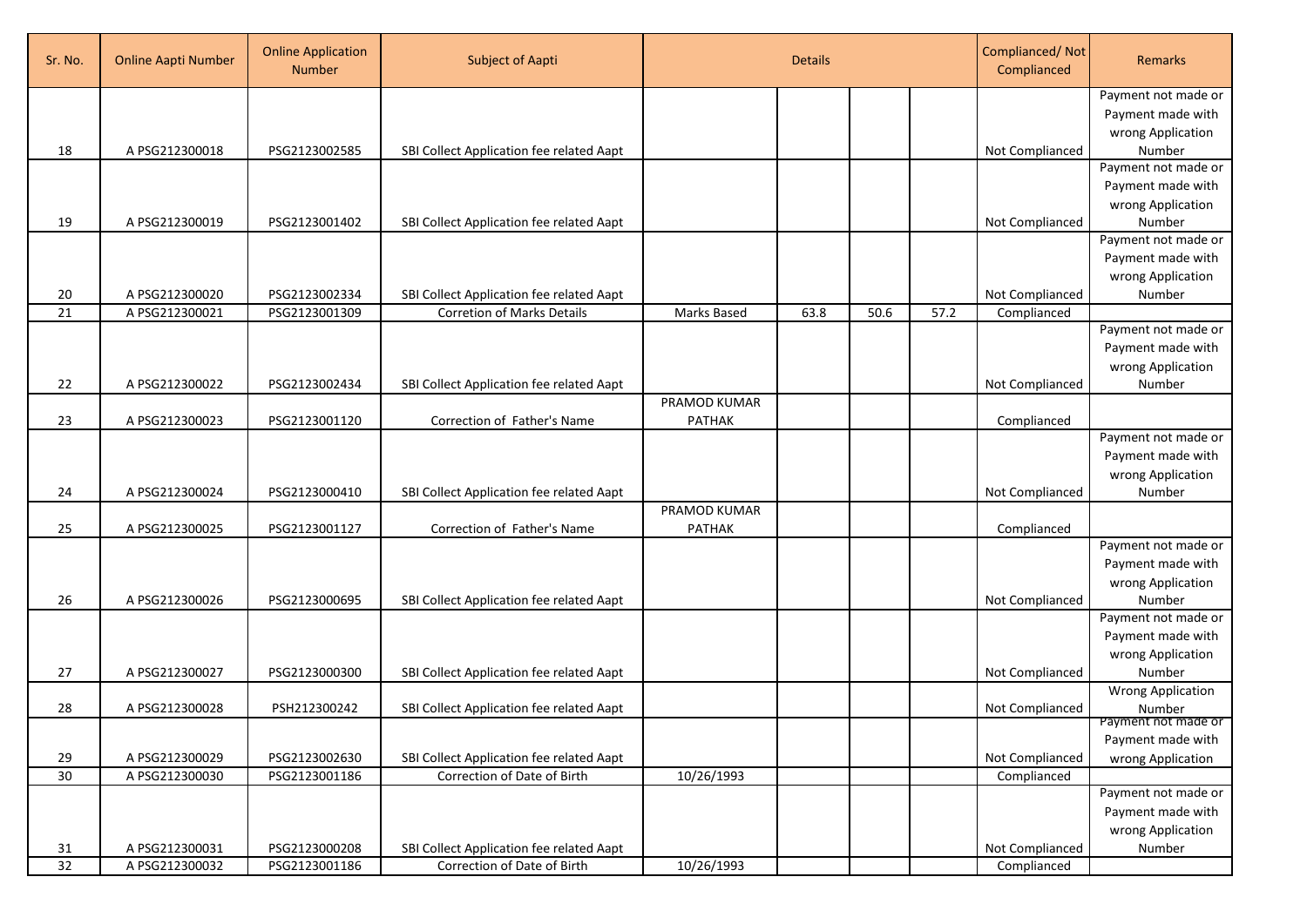| Sr. No. | Online Aapti Number | Online Application Number | Subject of Aapti | Details | | | | Complianced/ Not Complianced | Remarks |
|---|---|---|---|---|---|---|---|---|---|
| 18 | A PSG212300018 | PSG2123002585 | SBI Collect Application fee related Aapt | | | | | Not Complianced | Payment not made or Payment made with wrong Application Number |
| 19 | A PSG212300019 | PSG2123001402 | SBI Collect Application fee related Aapt | | | | | Not Complianced | Payment not made or Payment made with wrong Application Number |
| 20 | A PSG212300020 | PSG2123002334 | SBI Collect Application fee related Aapt | | | | | Not Complianced | Payment not made or Payment made with wrong Application Number |
| 21 | A PSG212300021 | PSG2123001309 | Corretion of Marks Details | Marks Based | 63.8 | 50.6 | 57.2 | Complianced | |
| 22 | A PSG212300022 | PSG2123002434 | SBI Collect Application fee related Aapt | | | | | Not Complianced | Payment not made or Payment made with wrong Application Number |
| 23 | A PSG212300023 | PSG2123001120 | Correction of Father's Name | PRAMOD KUMAR PATHAK | | | | Complianced | |
| 24 | A PSG212300024 | PSG2123000410 | SBI Collect Application fee related Aapt | | | | | Not Complianced | Payment not made or Payment made with wrong Application Number |
| 25 | A PSG212300025 | PSG2123001127 | Correction of Father's Name | PRAMOD KUMAR PATHAK | | | | Complianced | |
| 26 | A PSG212300026 | PSG2123000695 | SBI Collect Application fee related Aapt | | | | | Not Complianced | Payment not made or Payment made with wrong Application Number |
| 27 | A PSG212300027 | PSG2123000300 | SBI Collect Application fee related Aapt | | | | | Not Complianced | Payment not made or Payment made with wrong Application Number |
| 28 | A PSG212300028 | PSH212300242 | SBI Collect Application fee related Aapt | | | | | Not Complianced | Wrong Application Number |
| 29 | A PSG212300029 | PSG2123002630 | SBI Collect Application fee related Aapt | | | | | Not Complianced | Payment not made or Payment made with wrong Application |
| 30 | A PSG212300030 | PSG2123001186 | Correction of Date of Birth | 10/26/1993 | | | | Complianced | |
| 31 | A PSG212300031 | PSG2123000208 | SBI Collect Application fee related Aapt | | | | | Not Complianced | Payment not made or Payment made with wrong Application Number |
| 32 | A PSG212300032 | PSG2123001186 | Correction of Date of Birth | 10/26/1993 | | | | Complianced | |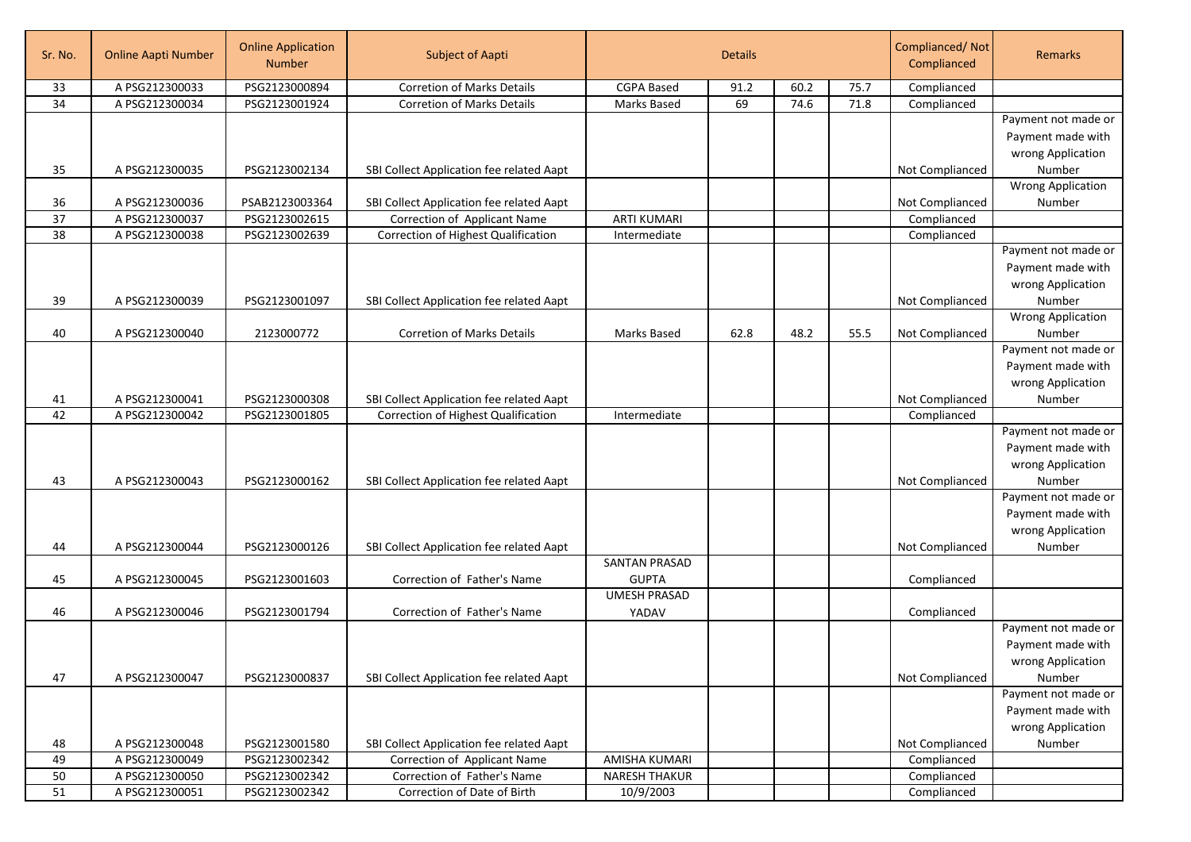| Sr. No. | Online Aapti Number | Online Application Number | Subject of Aapti | Details | | | | Complianced/ Not Complianced | Remarks |
|---|---|---|---|---|---|---|---|---|---|
| 33 | A PSG212300033 | PSG2123000894 | Corretion of Marks Details | CGPA Based | 91.2 | 60.2 | 75.7 | Complianced | |
| 34 | A PSG212300034 | PSG2123001924 | Corretion of Marks Details | Marks Based | 69 | 74.6 | 71.8 | Complianced | |
| 35 | A PSG212300035 | PSG2123002134 | SBI Collect Application fee related Aapt | | | | | Not Complianced | Payment not made or Payment made with wrong Application Number |
| 36 | A PSG212300036 | PSAB2123003364 | SBI Collect Application fee related Aapt | | | | | Not Complianced | Wrong Application Number |
| 37 | A PSG212300037 | PSG2123002615 | Correction of Applicant Name | ARTI KUMARI | | | | Complianced | |
| 38 | A PSG212300038 | PSG2123002639 | Correction of Highest Qualification | Intermediate | | | | Complianced | |
| 39 | A PSG212300039 | PSG2123001097 | SBI Collect Application fee related Aapt | | | | | Not Complianced | Payment not made or Payment made with wrong Application Number |
| 40 | A PSG212300040 | 2123000772 | Corretion of Marks Details | Marks Based | 62.8 | 48.2 | 55.5 | Not Complianced | Wrong Application Number |
| 41 | A PSG212300041 | PSG2123000308 | SBI Collect Application fee related Aapt | | | | | Not Complianced | Payment not made or Payment made with wrong Application Number |
| 42 | A PSG212300042 | PSG2123001805 | Correction of Highest Qualification | Intermediate | | | | Complianced | |
| 43 | A PSG212300043 | PSG2123000162 | SBI Collect Application fee related Aapt | | | | | Not Complianced | Payment not made or Payment made with wrong Application Number |
| 44 | A PSG212300044 | PSG2123000126 | SBI Collect Application fee related Aapt | | | | | Not Complianced | Payment not made or Payment made with wrong Application Number |
| 45 | A PSG212300045 | PSG2123001603 | Correction of Father's Name | SANTAN PRASAD GUPTA | | | | Complianced | |
| 46 | A PSG212300046 | PSG2123001794 | Correction of Father's Name | UMESH PRASAD YADAV | | | | Complianced | |
| 47 | A PSG212300047 | PSG2123000837 | SBI Collect Application fee related Aapt | | | | | Not Complianced | Payment not made or Payment made with wrong Application Number |
| 48 | A PSG212300048 | PSG2123001580 | SBI Collect Application fee related Aapt | | | | | Not Complianced | Payment not made or Payment made with wrong Application Number |
| 49 | A PSG212300049 | PSG2123002342 | Correction of Applicant Name | AMISHA KUMARI | | | | Complianced | |
| 50 | A PSG212300050 | PSG2123002342 | Correction of Father's Name | NARESH THAKUR | | | | Complianced | |
| 51 | A PSG212300051 | PSG2123002342 | Correction of Date of Birth | 10/9/2003 | | | | Complianced | |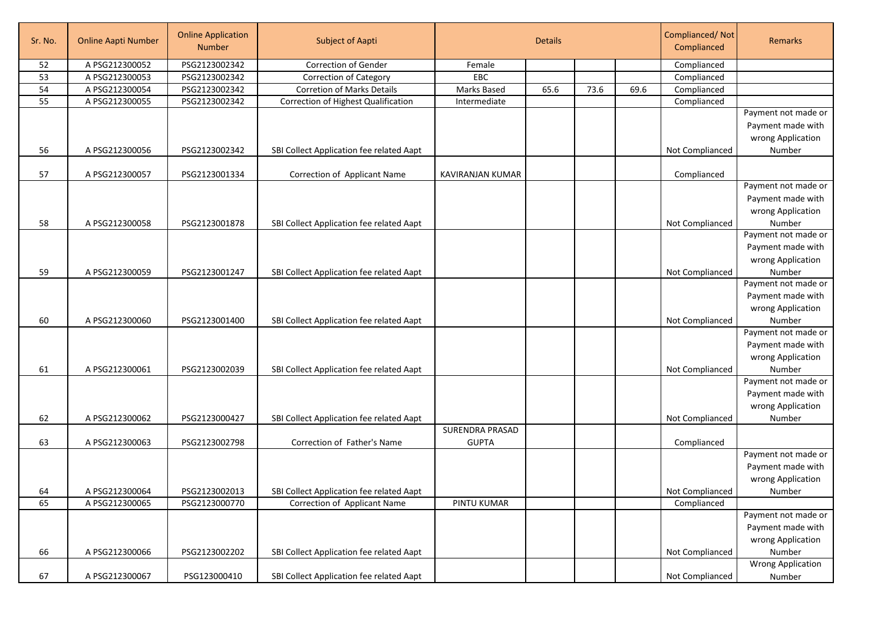| Sr. No. | Online Aapti Number | Online Application Number | Subject of Aapti | Details | | | | Complianced/ Not Complianced | Remarks |
|---|---|---|---|---|---|---|---|---|---|
| 52 | A PSG212300052 | PSG2123002342 | Correction of Gender | Female | | | | Complianced | |
| 53 | A PSG212300053 | PSG2123002342 | Correction of Category | EBC | | | | Complianced | |
| 54 | A PSG212300054 | PSG2123002342 | Corretion of Marks Details | Marks Based | 65.6 | 73.6 | 69.6 | Complianced | |
| 55 | A PSG212300055 | PSG2123002342 | Correction of Highest Qualification | Intermediate | | | | Complianced | |
| 56 | A PSG212300056 | PSG2123002342 | SBI Collect Application fee related Aapt | | | | | Not Complianced | Payment not made or Payment made with wrong Application Number |
| 57 | A PSG212300057 | PSG2123001334 | Correction of Applicant Name | KAVIRANJAN KUMAR | | | | Complianced | |
| 58 | A PSG212300058 | PSG2123001878 | SBI Collect Application fee related Aapt | | | | | Not Complianced | Payment not made or Payment made with wrong Application Number |
| 59 | A PSG212300059 | PSG2123001247 | SBI Collect Application fee related Aapt | | | | | Not Complianced | Payment not made or Payment made with wrong Application Number |
| 60 | A PSG212300060 | PSG2123001400 | SBI Collect Application fee related Aapt | | | | | Not Complianced | Payment not made or Payment made with wrong Application Number |
| 61 | A PSG212300061 | PSG2123002039 | SBI Collect Application fee related Aapt | | | | | Not Complianced | Payment not made or Payment made with wrong Application Number |
| 62 | A PSG212300062 | PSG2123000427 | SBI Collect Application fee related Aapt | | | | | Not Complianced | Payment not made or Payment made with wrong Application Number |
| 63 | A PSG212300063 | PSG2123002798 | Correction of Father's Name | SURENDRA PRASAD GUPTA | | | | Complianced | |
| 64 | A PSG212300064 | PSG2123002013 | SBI Collect Application fee related Aapt | | | | | Not Complianced | Payment not made or Payment made with wrong Application Number |
| 65 | A PSG212300065 | PSG2123000770 | Correction of Applicant Name | PINTU KUMAR | | | | Complianced | |
| 66 | A PSG212300066 | PSG2123002202 | SBI Collect Application fee related Aapt | | | | | Not Complianced | Payment not made or Payment made with wrong Application Number |
| 67 | A PSG212300067 | PSG123000410 | SBI Collect Application fee related Aapt | | | | | Not Complianced | Wrong Application Number |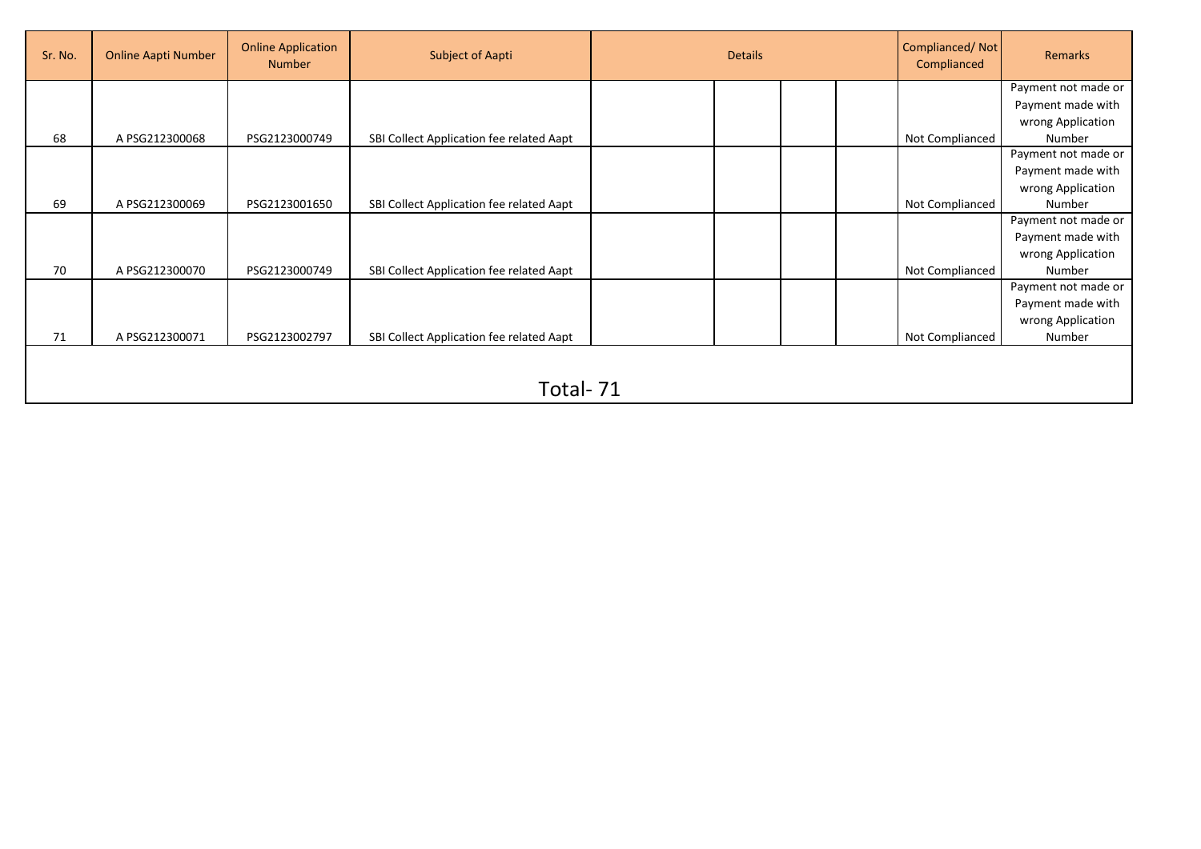| Sr. No. | Online Aapti Number | Online Application Number | Subject of Aapti | Details | | | | Complianced/ Not Complianced | Remarks |
|---|---|---|---|---|---|---|---|---|---|
| 68 | A PSG212300068 | PSG2123000749 | SBI Collect Application fee related Aapt | | | | | Not Complianced | Payment not made or Payment made with wrong Application Number |
| 69 | A PSG212300069 | PSG2123001650 | SBI Collect Application fee related Aapt | | | | | Not Complianced | Payment not made or Payment made with wrong Application Number |
| 70 | A PSG212300070 | PSG2123000749 | SBI Collect Application fee related Aapt | | | | | Not Complianced | Payment not made or Payment made with wrong Application Number |
| 71 | A PSG212300071 | PSG2123002797 | SBI Collect Application fee related Aapt | | | | | Not Complianced | Payment not made or Payment made with wrong Application Number |
| Total- 71 | | | | | | | | | |